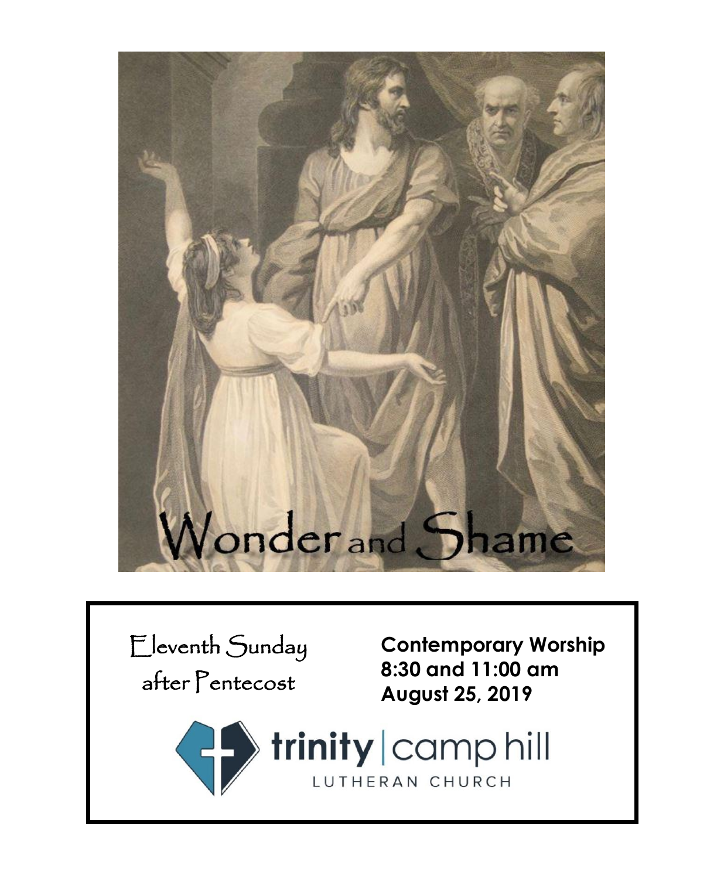# Wonder and Shame

Eleventh Sunday after Pentecost

**Contemporary Worship**
**8:30 and 11:00 am**
**August 25, 2019**

trinity | camp hill
LUTHERAN CHURCH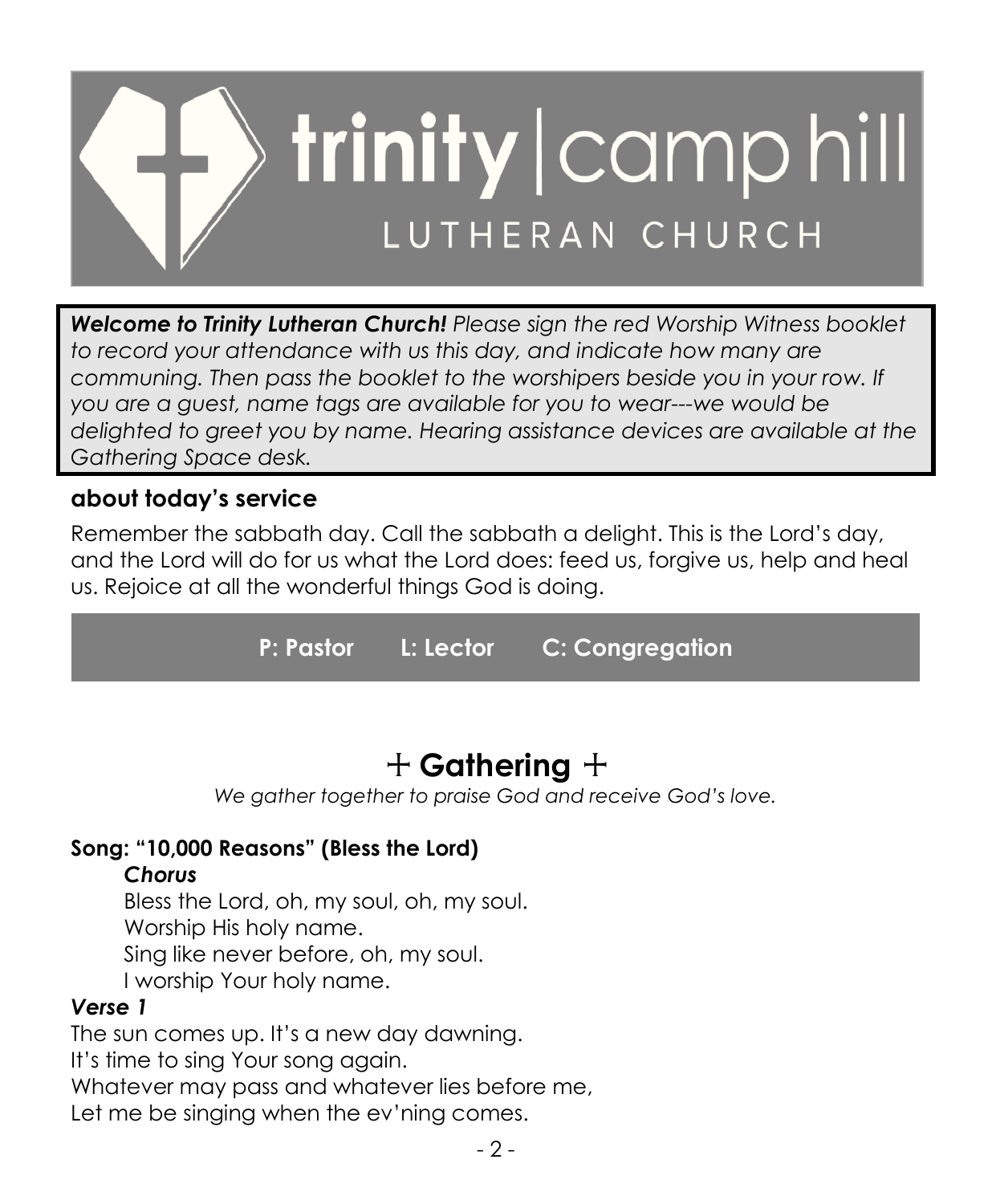# trinity | camp hill
## LUTHERAN CHURCH

***Welcome to Trinity Lutheran Church!*** *Please sign the red Worship Witness booklet to record your attendance with us this day, and indicate how many are communing. Then pass the booklet to the worshipers beside you in your row. If you are a guest, name tags are available for you to wear---we would be delighted to greet you by name. Hearing assistance devices are available at the Gathering Space desk.*

### about today's service

Remember the sabbath day. Call the sabbath a delight. This is the Lord's day, and the Lord will do for us what the Lord does: feed us, forgive us, help and heal us. Rejoice at all the wonderful things God is doing.

**P: Pastor  L: Lector  C: Congregation**

## + Gathering +

*We gather together to praise God and receive God's love.*

**Song: "10,000 Reasons" (Bless the Lord)**

***Chorus***

Bless the Lord, oh, my soul, oh, my soul.
Worship His holy name.
Sing like never before, oh, my soul.
I worship Your holy name.

***Verse 1***

The sun comes up. It's a new day dawning.
It's time to sing Your song again.
Whatever may pass and whatever lies before me,
Let me be singing when the ev'ning comes.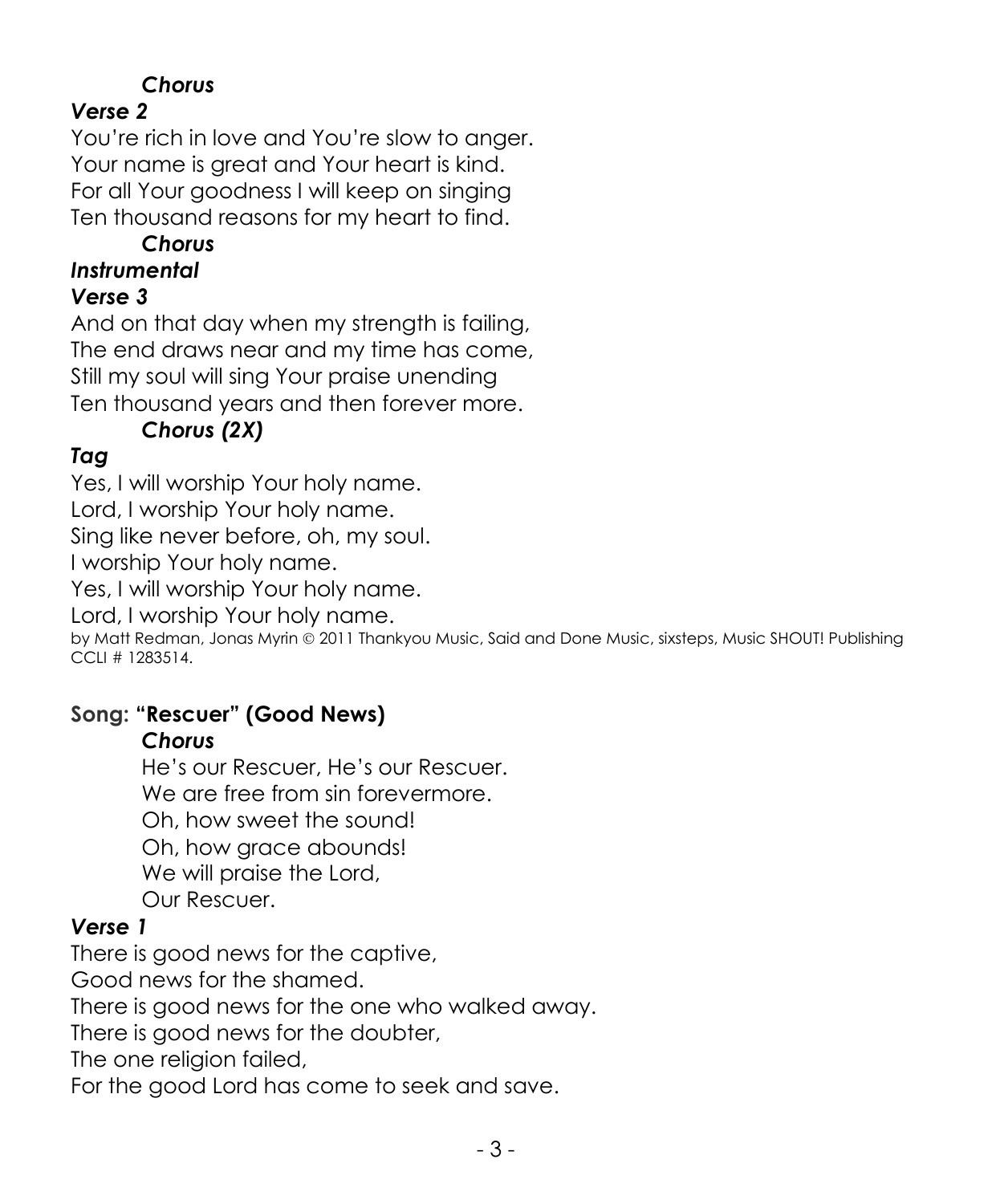*Chorus*

***Verse 2***

You're rich in love and You're slow to anger.
Your name is great and Your heart is kind.
For all Your goodness I will keep on singing
Ten thousand reasons for my heart to find.

*Chorus*

***Instrumental***

***Verse 3***

And on that day when my strength is failing,
The end draws near and my time has come,
Still my soul will sing Your praise unending
Ten thousand years and then forever more.

*Chorus (2X)*

***Tag***

Yes, I will worship Your holy name.
Lord, I worship Your holy name.
Sing like never before, oh, my soul.
I worship Your holy name.
Yes, I will worship Your holy name.
Lord, I worship Your holy name.

by Matt Redman, Jonas Myrin © 2011 Thankyou Music, Said and Done Music, sixsteps, Music SHOUT! Publishing CCLI # 1283514.

## Song: "Rescuer" (Good News)

***Chorus***

He's our Rescuer, He's our Rescuer.
We are free from sin forevermore.
Oh, how sweet the sound!
Oh, how grace abounds!
We will praise the Lord,
Our Rescuer.

***Verse 1***

There is good news for the captive,
Good news for the shamed.
There is good news for the one who walked away.
There is good news for the doubter,
The one religion failed,
For the good Lord has come to seek and save.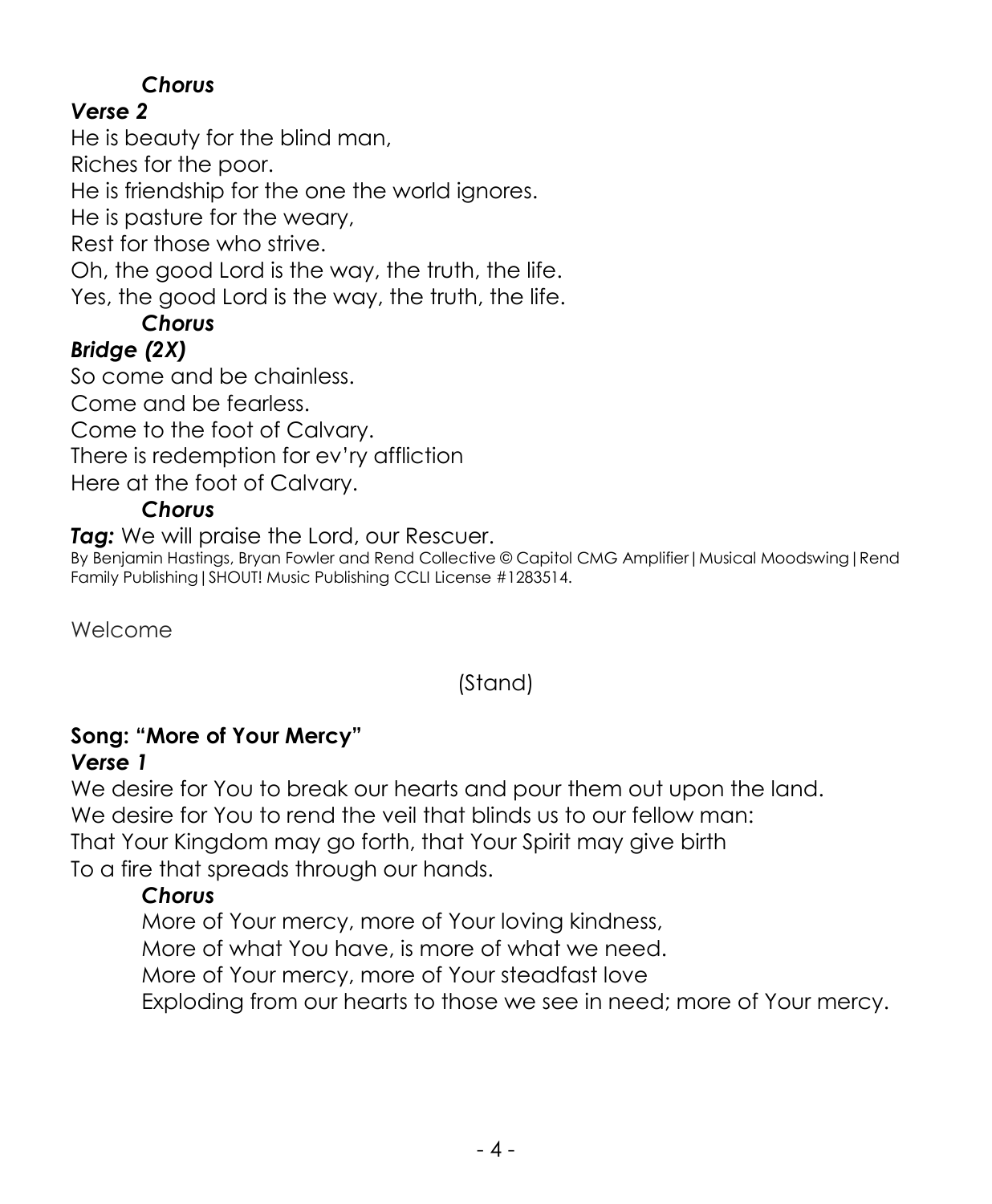*Chorus*

***Verse 2***

He is beauty for the blind man,
Riches for the poor.
He is friendship for the one the world ignores.
He is pasture for the weary,
Rest for those who strive.
Oh, the good Lord is the way, the truth, the life.
Yes, the good Lord is the way, the truth, the life.

*Chorus*

***Bridge (2X)***

So come and be chainless.
Come and be fearless.
Come to the foot of Calvary.
There is redemption for ev'ry affliction
Here at the foot of Calvary.

*Chorus*

***Tag:*** We will praise the Lord, our Rescuer.

By Benjamin Hastings, Bryan Fowler and Rend Collective © Capitol CMG Amplifier|Musical Moodswing|Rend Family Publishing|SHOUT! Music Publishing CCLI License #1283514.

Welcome

(Stand)

**Song: "More of Your Mercy"**

***Verse 1***

We desire for You to break our hearts and pour them out upon the land.
We desire for You to rend the veil that blinds us to our fellow man:
That Your Kingdom may go forth, that Your Spirit may give birth
To a fire that spreads through our hands.

***Chorus***

More of Your mercy, more of Your loving kindness,
More of what You have, is more of what we need.
More of Your mercy, more of Your steadfast love
Exploding from our hearts to those we see in need; more of Your mercy.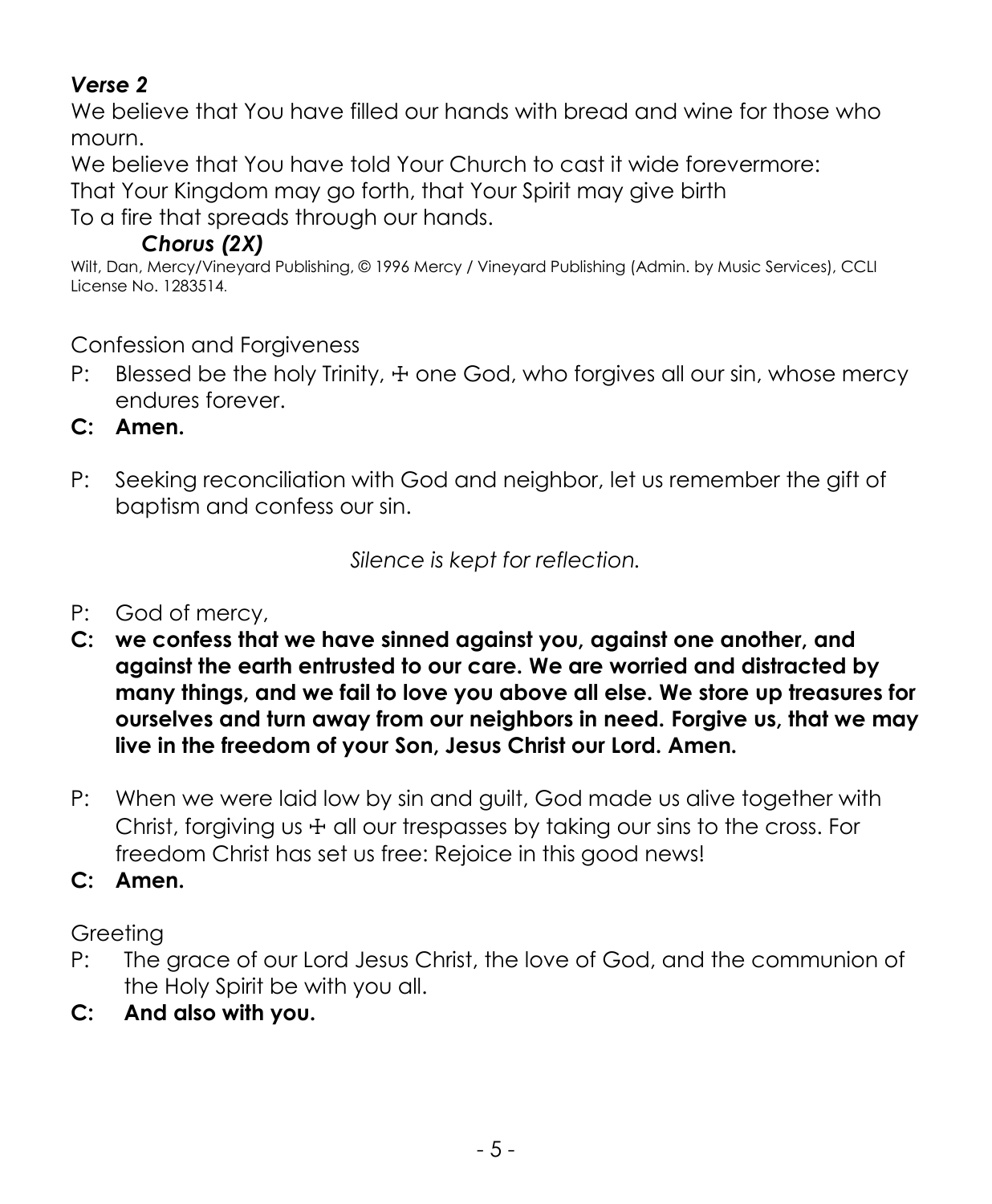***Verse 2***

We believe that You have filled our hands with bread and wine for those who mourn.
We believe that You have told Your Church to cast it wide forevermore:
That Your Kingdom may go forth, that Your Spirit may give birth
To a fire that spreads through our hands.

***Chorus (2X)***

Wilt, Dan, Mercy/Vineyard Publishing, © 1996 Mercy / Vineyard Publishing (Admin. by Music Services), CCLI License No. 1283514.

Confession and Forgiveness

P: Blessed be the holy Trinity, ☩ one God, who forgives all our sin, whose mercy endures forever.

**C: Amen.**

P: Seeking reconciliation with God and neighbor, let us remember the gift of baptism and confess our sin.

*Silence is kept for reflection.*

P: God of mercy,

**C: we confess that we have sinned against you, against one another, and against the earth entrusted to our care. We are worried and distracted by many things, and we fail to love you above all else. We store up treasures for ourselves and turn away from our neighbors in need. Forgive us, that we may live in the freedom of your Son, Jesus Christ our Lord. Amen.**

P: When we were laid low by sin and guilt, God made us alive together with Christ, forgiving us ☩ all our trespasses by taking our sins to the cross. For freedom Christ has set us free: Rejoice in this good news!

**C: Amen.**

Greeting

P: The grace of our Lord Jesus Christ, the love of God, and the communion of the Holy Spirit be with you all.

**C: And also with you.**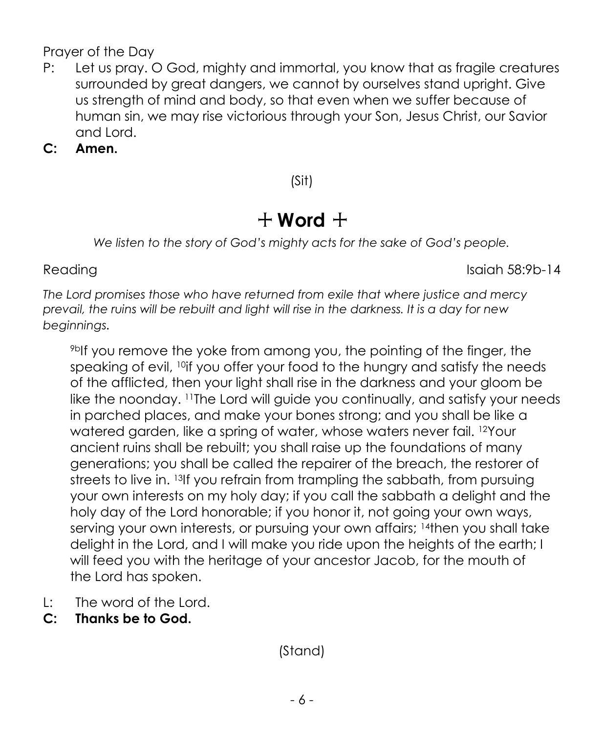Prayer of the Day

P: Let us pray. O God, mighty and immortal, you know that as fragile creatures surrounded by great dangers, we cannot by ourselves stand upright. Give us strength of mind and body, so that even when we suffer because of human sin, we may rise victorious through your Son, Jesus Christ, our Savior and Lord.

**C: Amen.**

(Sit)

# + Word +

*We listen to the story of God's mighty acts for the sake of God's people.*

Reading Isaiah 58:9b-14

*The Lord promises those who have returned from exile that where justice and mercy prevail, the ruins will be rebuilt and light will rise in the darkness. It is a day for new beginnings.*

[9b]If you remove the yoke from among you, the pointing of the finger, the speaking of evil, [10]if you offer your food to the hungry and satisfy the needs of the afflicted, then your light shall rise in the darkness and your gloom be like the noonday. [11]The Lord will guide you continually, and satisfy your needs in parched places, and make your bones strong; and you shall be like a watered garden, like a spring of water, whose waters never fail. [12]Your ancient ruins shall be rebuilt; you shall raise up the foundations of many generations; you shall be called the repairer of the breach, the restorer of streets to live in. [13]If you refrain from trampling the sabbath, from pursuing your own interests on my holy day; if you call the sabbath a delight and the holy day of the Lord honorable; if you honor it, not going your own ways, serving your own interests, or pursuing your own affairs; [14]then you shall take delight in the Lord, and I will make you ride upon the heights of the earth; I will feed you with the heritage of your ancestor Jacob, for the mouth of the Lord has spoken.

L: The word of the Lord.

**C: Thanks be to God.**

(Stand)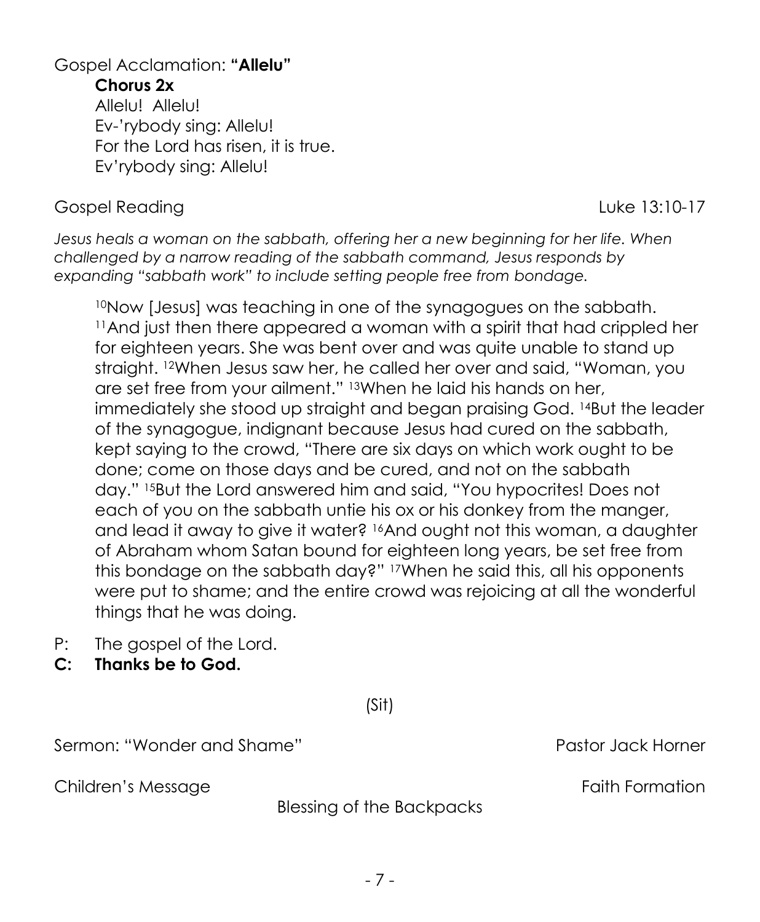Gospel Acclamation: **"Allelu"**

**Chorus 2x**
Allelu! Allelu!
Ev-'rybody sing: Allelu!
For the Lord has risen, it is true.
Ev'rybody sing: Allelu!

Gospel Reading — Luke 13:10-17

*Jesus heals a woman on the sabbath, offering her a new beginning for her life. When challenged by a narrow reading of the sabbath command, Jesus responds by expanding "sabbath work" to include setting people free from bondage.*

> [10]Now [Jesus] was teaching in one of the synagogues on the sabbath. [11]And just then there appeared a woman with a spirit that had crippled her for eighteen years. She was bent over and was quite unable to stand up straight. [12]When Jesus saw her, he called her over and said, "Woman, you are set free from your ailment." [13]When he laid his hands on her, immediately she stood up straight and began praising God. [14]But the leader of the synagogue, indignant because Jesus had cured on the sabbath, kept saying to the crowd, "There are six days on which work ought to be done; come on those days and be cured, and not on the sabbath day." [15]But the Lord answered him and said, "You hypocrites! Does not each of you on the sabbath untie his ox or his donkey from the manger, and lead it away to give it water? [16]And ought not this woman, a daughter of Abraham whom Satan bound for eighteen long years, be set free from this bondage on the sabbath day?" [17]When he said this, all his opponents were put to shame; and the entire crowd was rejoicing at all the wonderful things that he was doing.

P: The gospel of the Lord.
**C: Thanks be to God.**

(Sit)

Sermon: "Wonder and Shame" — Pastor Jack Horner

Children's Message — Faith Formation

Blessing of the Backpacks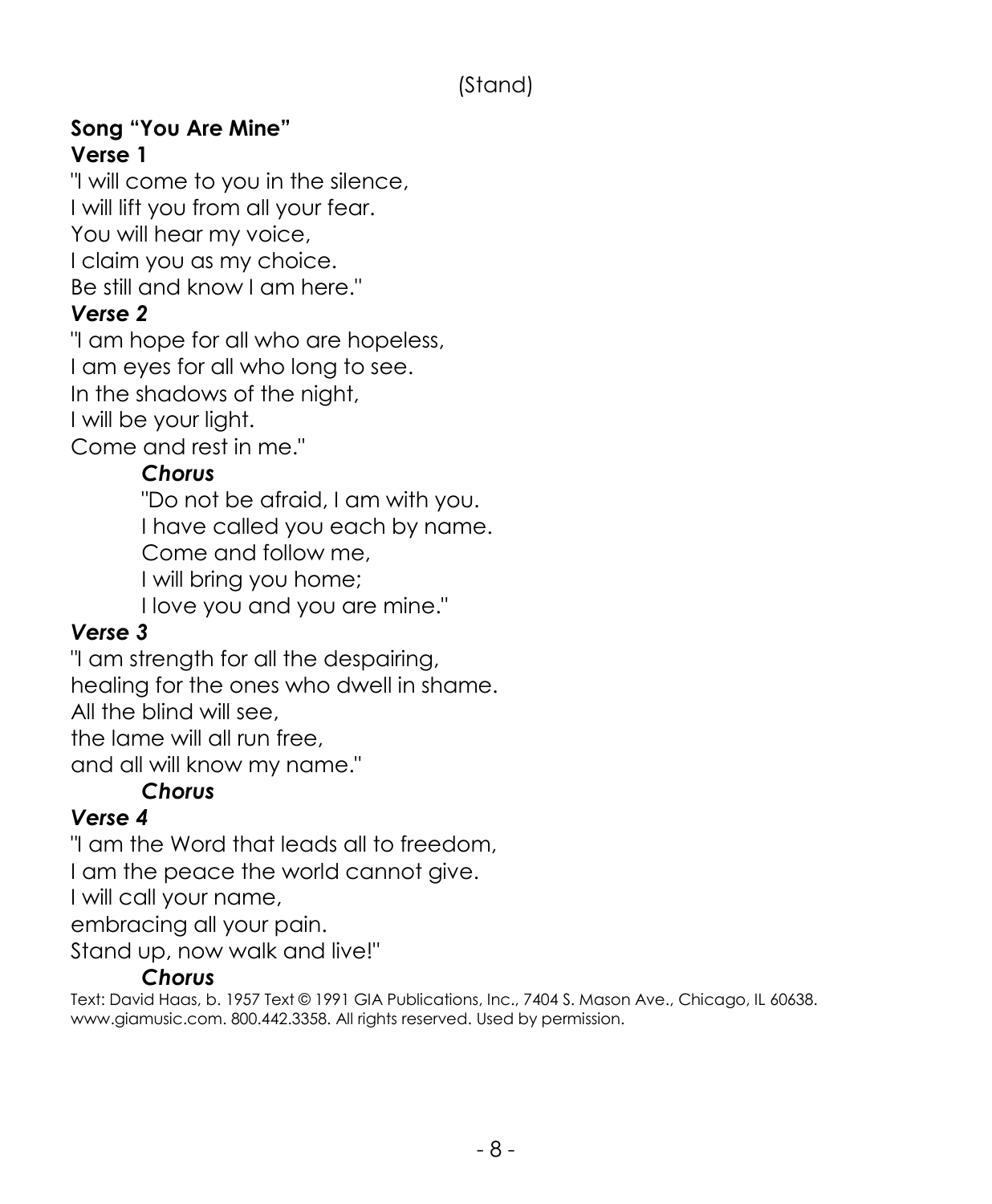(Stand)

**Song "You Are Mine"**

**Verse 1**

"I will come to you in the silence,
I will lift you from all your fear.
You will hear my voice,
I claim you as my choice.
Be still and know I am here."

***Verse 2***

"I am hope for all who are hopeless,
I am eyes for all who long to see.
In the shadows of the night,
I will be your light.
Come and rest in me."

> ***Chorus***
>
> "Do not be afraid, I am with you.
> I have called you each by name.
> Come and follow me,
> I will bring you home;
> I love you and you are mine."

***Verse 3***

"I am strength for all the despairing,
healing for the ones who dwell in shame.
All the blind will see,
the lame will all run free,
and all will know my name."

> ***Chorus***

***Verse 4***

"I am the Word that leads all to freedom,
I am the peace the world cannot give.
I will call your name,
embracing all your pain.
Stand up, now walk and live!"

> ***Chorus***

Text: David Haas, b. 1957 Text © 1991 GIA Publications, Inc., 7404 S. Mason Ave., Chicago, IL 60638. www.giamusic.com. 800.442.3358. All rights reserved. Used by permission.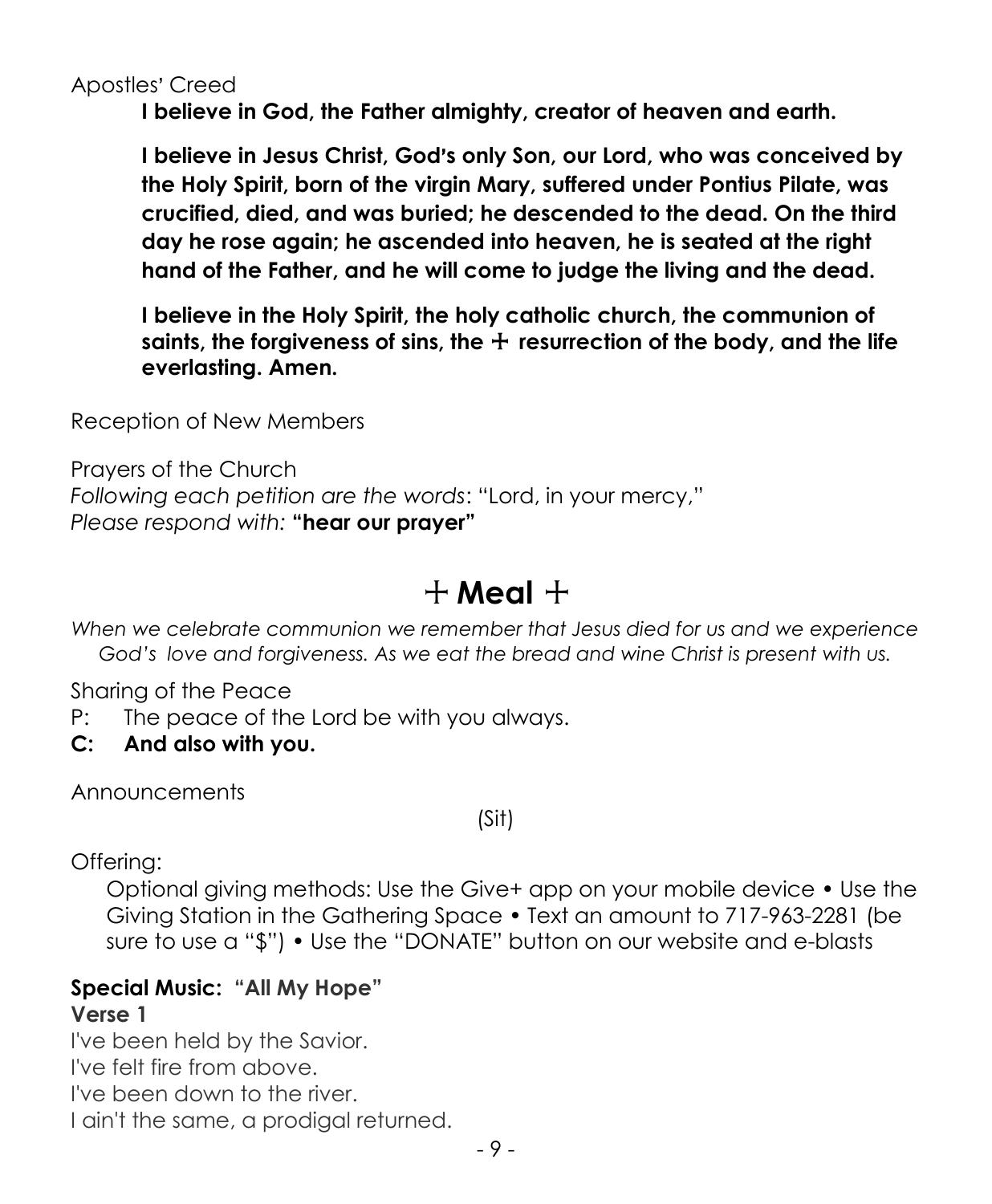Apostles' Creed

**I believe in God, the Father almighty, creator of heaven and earth.**

**I believe in Jesus Christ, God's only Son, our Lord, who was conceived by the Holy Spirit, born of the virgin Mary, suffered under Pontius Pilate, was crucified, died, and was buried; he descended to the dead. On the third day he rose again; he ascended into heaven, he is seated at the right hand of the Father, and he will come to judge the living and the dead.**

**I believe in the Holy Spirit, the holy catholic church, the communion of saints, the forgiveness of sins, the ☩ resurrection of the body, and the life everlasting. Amen.**

Reception of New Members

Prayers of the Church
*Following each petition are the words*: "Lord, in your mercy,"
*Please respond with:* **"hear our prayer"**

# ☩ Meal ☩

*When we celebrate communion we remember that Jesus died for us and we experience God's love and forgiveness. As we eat the bread and wine Christ is present with us.*

Sharing of the Peace

P: The peace of the Lord be with you always.

**C: And also with you.**

Announcements

(Sit)

Offering:

Optional giving methods: Use the Give+ app on your mobile device • Use the Giving Station in the Gathering Space • Text an amount to 717-963-2281 (be sure to use a "$") • Use the "DONATE" button on our website and e-blasts

**Special Music: "All My Hope"**

**Verse 1**

I've been held by the Savior.
I've felt fire from above.
I've been down to the river.
I ain't the same, a prodigal returned.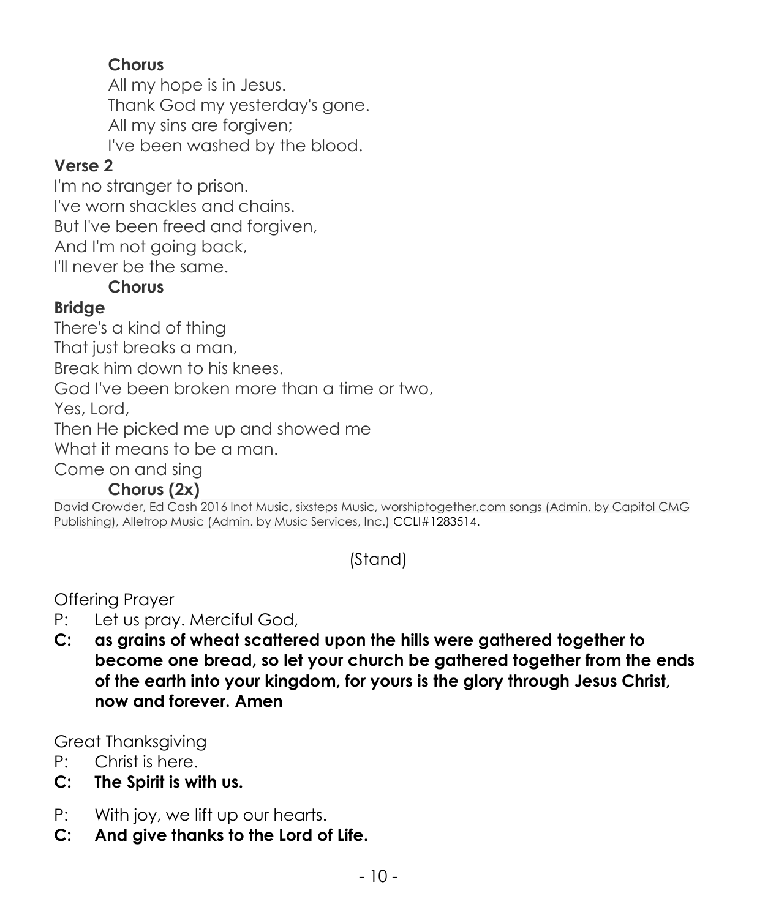**Chorus**
All my hope is in Jesus.
Thank God my yesterday's gone.
All my sins are forgiven;
I've been washed by the blood.

**Verse 2**
I'm no stranger to prison.
I've worn shackles and chains.
But I've been freed and forgiven,
And I'm not going back,
I'll never be the same.

**Chorus**

**Bridge**
There's a kind of thing
That just breaks a man,
Break him down to his knees.
God I've been broken more than a time or two,
Yes, Lord,
Then He picked me up and showed me
What it means to be a man.
Come on and sing

**Chorus (2x)**

David Crowder, Ed Cash 2016 Inot Music, sixsteps Music, worshiptogether.com songs (Admin. by Capitol CMG Publishing), Alletrop Music (Admin. by Music Services, Inc.) CCLI#1283514.

(Stand)

Offering Prayer

P: Let us pray. Merciful God,

**C: as grains of wheat scattered upon the hills were gathered together to become one bread, so let your church be gathered together from the ends of the earth into your kingdom, for yours is the glory through Jesus Christ, now and forever. Amen**

Great Thanksgiving

P: Christ is here.

**C: The Spirit is with us.**

P: With joy, we lift up our hearts.

**C: And give thanks to the Lord of Life.**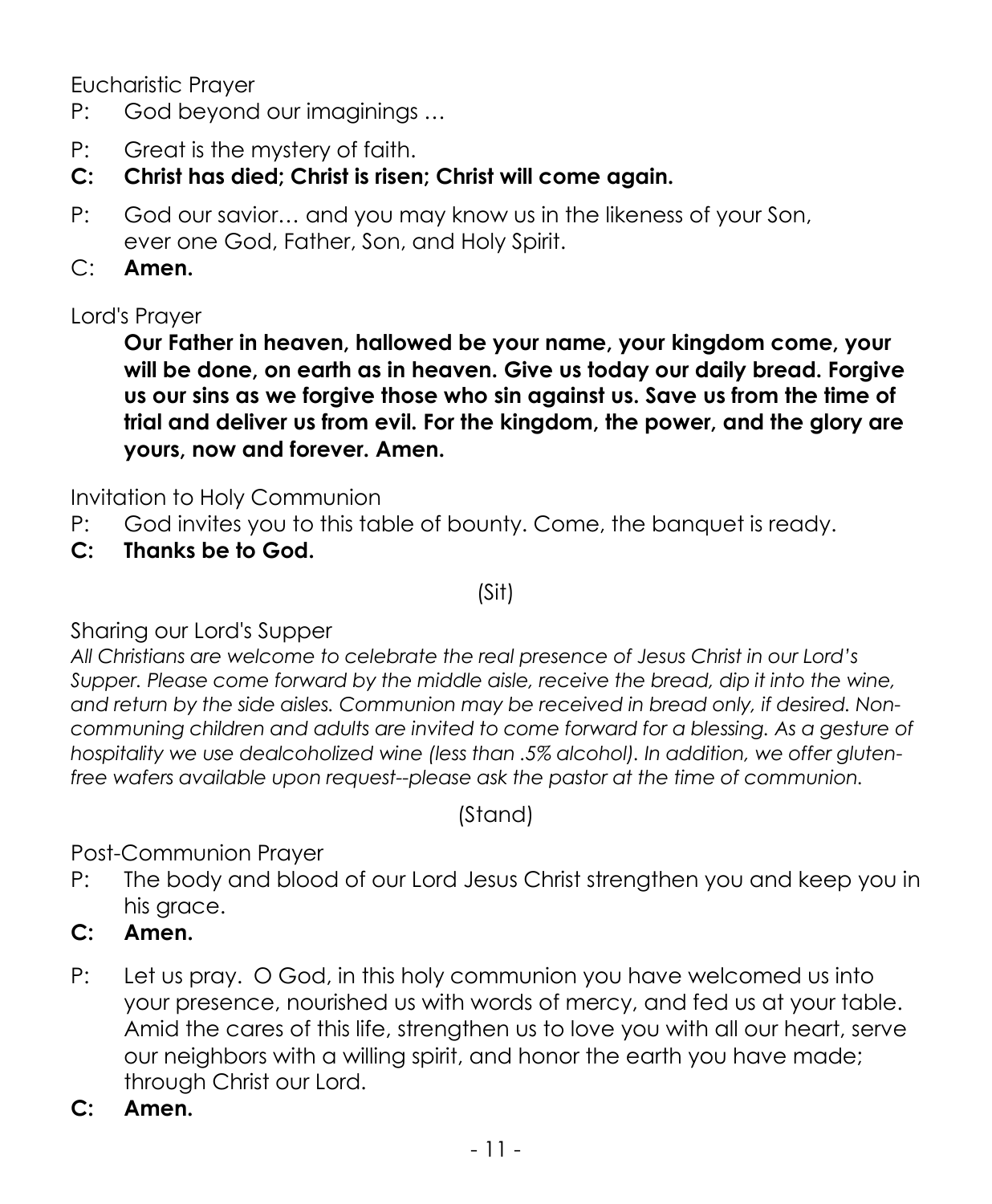Eucharistic Prayer

P: God beyond our imaginings …

P: Great is the mystery of faith.

**C: Christ has died; Christ is risen; Christ will come again.**

P: God our savior… and you may know us in the likeness of your Son, ever one God, Father, Son, and Holy Spirit.

C: **Amen.**

Lord's Prayer

**Our Father in heaven, hallowed be your name, your kingdom come, your will be done, on earth as in heaven. Give us today our daily bread. Forgive us our sins as we forgive those who sin against us. Save us from the time of trial and deliver us from evil. For the kingdom, the power, and the glory are yours, now and forever. Amen.**

Invitation to Holy Communion

P: God invites you to this table of bounty. Come, the banquet is ready.

**C: Thanks be to God.**

(Sit)

Sharing our Lord's Supper

*All Christians are welcome to celebrate the real presence of Jesus Christ in our Lord's Supper. Please come forward by the middle aisle, receive the bread, dip it into the wine, and return by the side aisles. Communion may be received in bread only, if desired. Non-communing children and adults are invited to come forward for a blessing. As a gesture of hospitality we use dealcoholized wine (less than .5% alcohol). In addition, we offer gluten-free wafers available upon request--please ask the pastor at the time of communion.*

(Stand)

Post-Communion Prayer

P: The body and blood of our Lord Jesus Christ strengthen you and keep you in his grace.

**C: Amen.**

P: Let us pray. O God, in this holy communion you have welcomed us into your presence, nourished us with words of mercy, and fed us at your table. Amid the cares of this life, strengthen us to love you with all our heart, serve our neighbors with a willing spirit, and honor the earth you have made; through Christ our Lord.

**C: Amen.**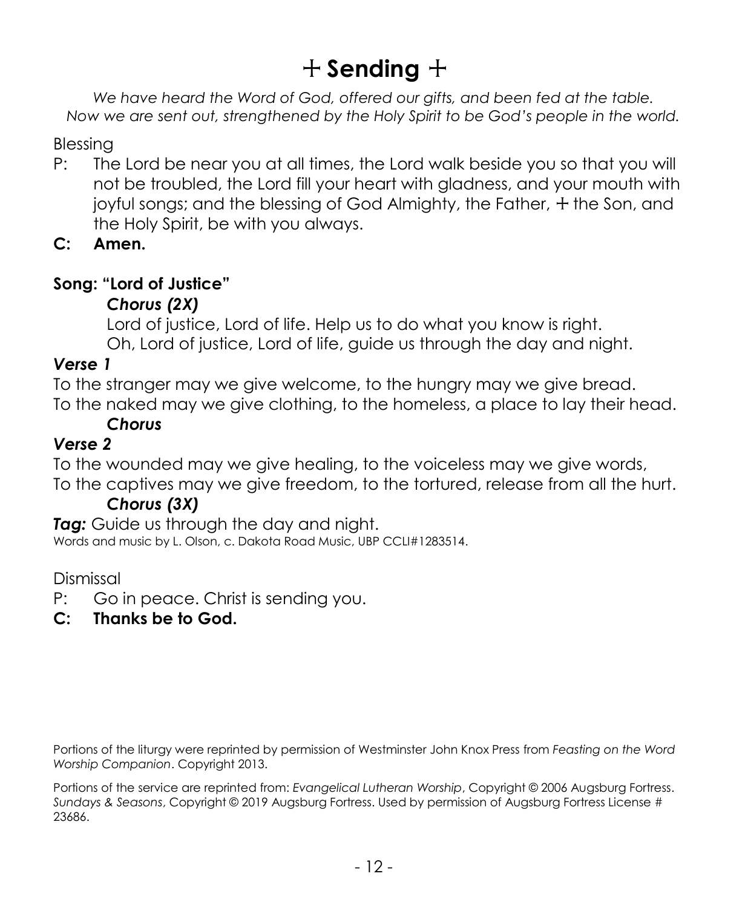# ☩ Sending ☩

*We have heard the Word of God, offered our gifts, and been fed at the table. Now we are sent out, strengthened by the Holy Spirit to be God's people in the world.*

Blessing

P: The Lord be near you at all times, the Lord walk beside you so that you will not be troubled, the Lord fill your heart with gladness, and your mouth with joyful songs; and the blessing of God Almighty, the Father, ☩ the Son, and the Holy Spirit, be with you always.

**C: Amen.**

**Song: "Lord of Justice"**

***Chorus (2X)***

Lord of justice, Lord of life. Help us to do what you know is right.
Oh, Lord of justice, Lord of life, guide us through the day and night.

***Verse 1***

To the stranger may we give welcome, to the hungry may we give bread.
To the naked may we give clothing, to the homeless, a place to lay their head.

***Chorus***

***Verse 2***

To the wounded may we give healing, to the voiceless may we give words,
To the captives may we give freedom, to the tortured, release from all the hurt.

***Chorus (3X)***

***Tag:*** Guide us through the day and night.

Words and music by L. Olson, c. Dakota Road Music, UBP CCLI#1283514.

Dismissal

P: Go in peace. Christ is sending you.

**C: Thanks be to God.**

Portions of the liturgy were reprinted by permission of Westminster John Knox Press from *Feasting on the Word Worship Companion*. Copyright 2013.

Portions of the service are reprinted from: *Evangelical Lutheran Worship*, Copyright © 2006 Augsburg Fortress. *Sundays & Seasons*, Copyright © 2019 Augsburg Fortress. Used by permission of Augsburg Fortress License # 23686.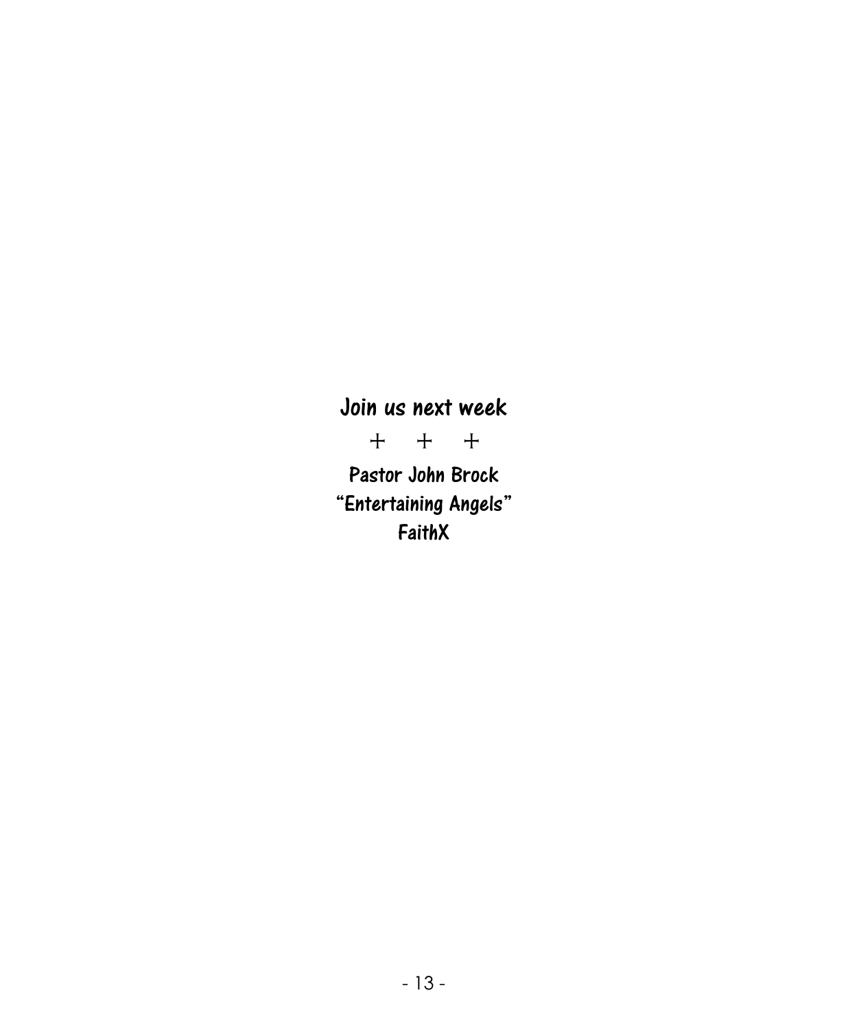**Join us next week**

\+ \+ \+

**Pastor John Brock**

**"Entertaining Angels"**

**FaithX**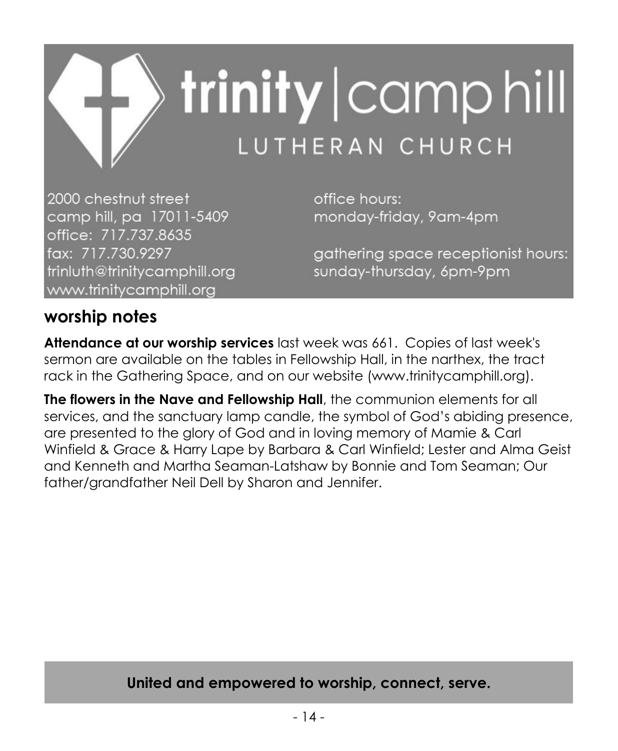# trinity | camp hill

## LUTHERAN CHURCH

2000 chestnut street
camp hill, pa 17011-5409
office: 717.737.8635
fax: 717.730.9297
trinluth@trinitycamphill.org
www.trinitycamphill.org

office hours:
monday-friday, 9am-4pm

gathering space receptionist hours:
sunday-thursday, 6pm-9pm

## worship notes

**Attendance at our worship services** last week was 661. Copies of last week's sermon are available on the tables in Fellowship Hall, in the narthex, the tract rack in the Gathering Space, and on our website (www.trinitycamphill.org).

**The flowers in the Nave and Fellowship Hall**, the communion elements for all services, and the sanctuary lamp candle, the symbol of God's abiding presence, are presented to the glory of God and in loving memory of Mamie & Carl Winfield & Grace & Harry Lape by Barbara & Carl Winfield; Lester and Alma Geist and Kenneth and Martha Seaman-Latshaw by Bonnie and Tom Seaman; Our father/grandfather Neil Dell by Sharon and Jennifer.

**United and empowered to worship, connect, serve.**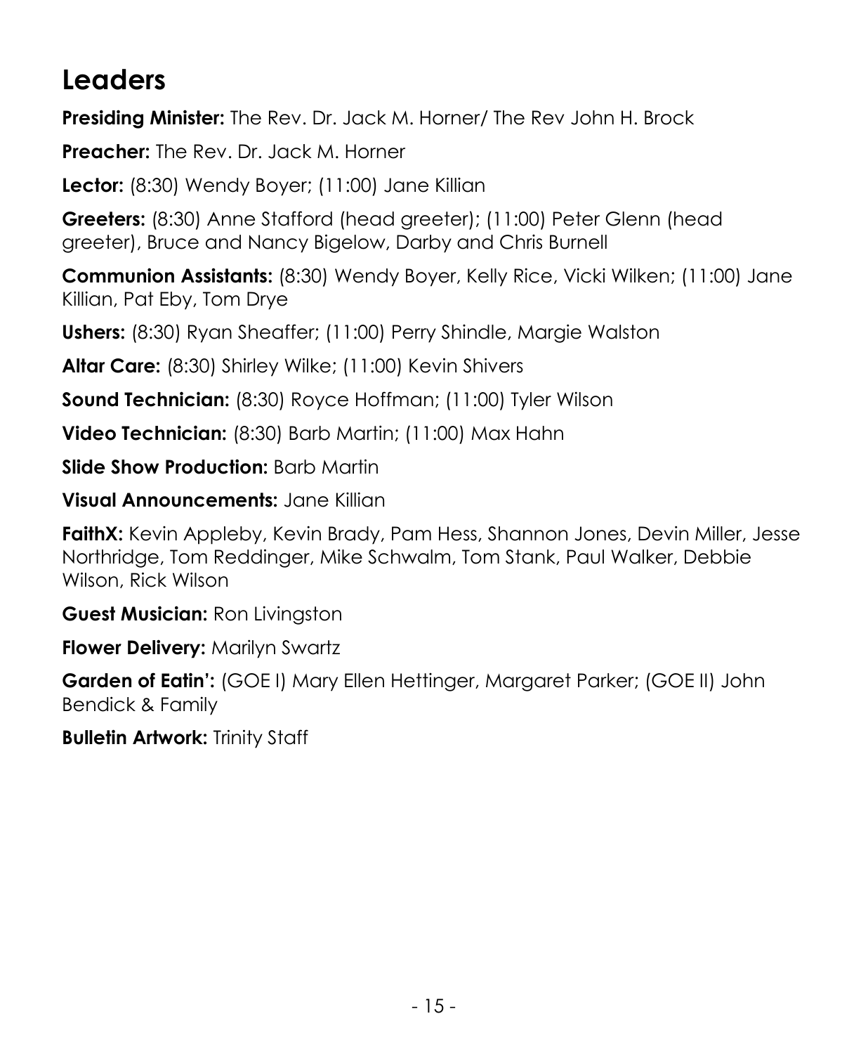## Leaders

**Presiding Minister:** The Rev. Dr. Jack M. Horner/ The Rev John H. Brock

**Preacher:** The Rev. Dr. Jack M. Horner

**Lector:** (8:30) Wendy Boyer; (11:00) Jane Killian

**Greeters:** (8:30) Anne Stafford (head greeter); (11:00) Peter Glenn (head greeter), Bruce and Nancy Bigelow, Darby and Chris Burnell

**Communion Assistants:** (8:30) Wendy Boyer, Kelly Rice, Vicki Wilken; (11:00) Jane Killian, Pat Eby, Tom Drye

**Ushers:** (8:30) Ryan Sheaffer; (11:00) Perry Shindle, Margie Walston

**Altar Care:** (8:30) Shirley Wilke; (11:00) Kevin Shivers

**Sound Technician:** (8:30) Royce Hoffman; (11:00) Tyler Wilson

**Video Technician:** (8:30) Barb Martin; (11:00) Max Hahn

**Slide Show Production:** Barb Martin

**Visual Announcements:** Jane Killian

**FaithX:** Kevin Appleby, Kevin Brady, Pam Hess, Shannon Jones, Devin Miller, Jesse Northridge, Tom Reddinger, Mike Schwalm, Tom Stank, Paul Walker, Debbie Wilson, Rick Wilson

**Guest Musician:** Ron Livingston

**Flower Delivery:** Marilyn Swartz

**Garden of Eatin':** (GOE I) Mary Ellen Hettinger, Margaret Parker; (GOE II) John Bendick & Family

**Bulletin Artwork:** Trinity Staff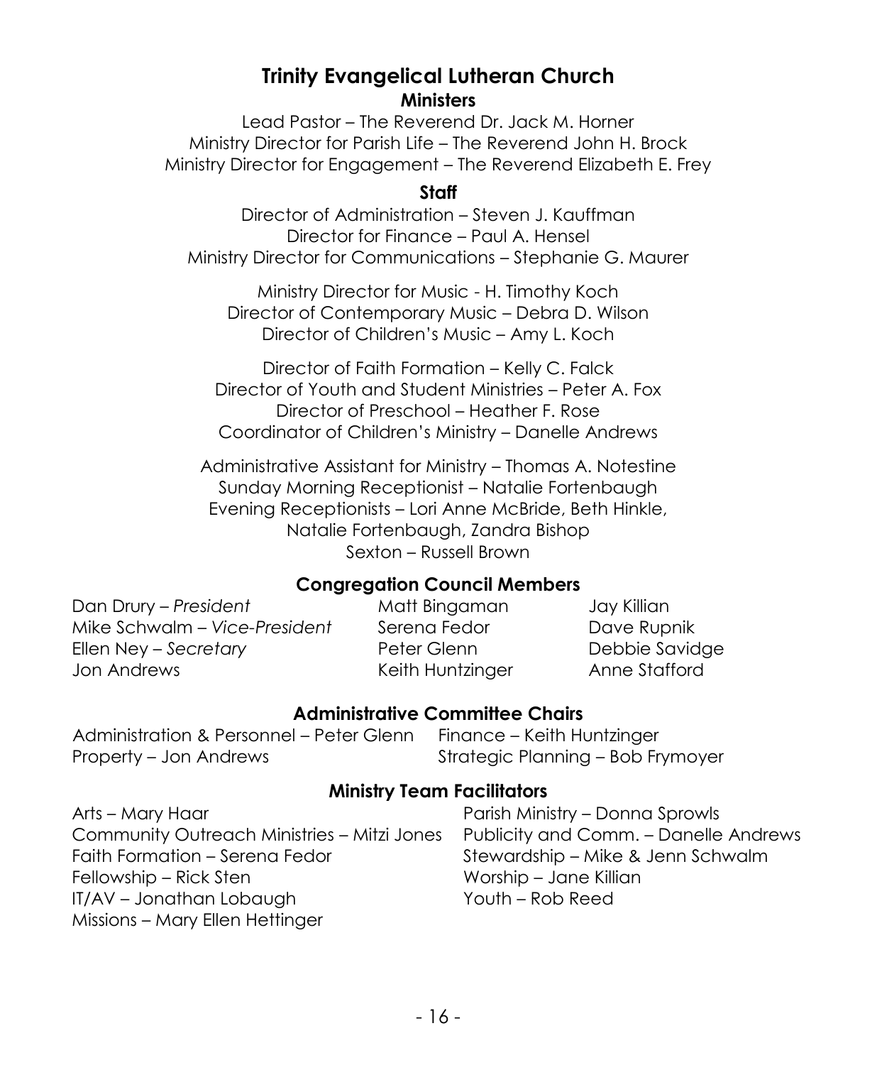# Trinity Evangelical Lutheran Church

## Ministers

Lead Pastor – The Reverend Dr. Jack M. Horner
Ministry Director for Parish Life – The Reverend John H. Brock
Ministry Director for Engagement – The Reverend Elizabeth E. Frey

## Staff

Director of Administration – Steven J. Kauffman
Director for Finance – Paul A. Hensel
Ministry Director for Communications – Stephanie G. Maurer

Ministry Director for Music - H. Timothy Koch
Director of Contemporary Music – Debra D. Wilson
Director of Children's Music – Amy L. Koch

Director of Faith Formation – Kelly C. Falck
Director of Youth and Student Ministries – Peter A. Fox
Director of Preschool – Heather F. Rose
Coordinator of Children's Ministry – Danelle Andrews

Administrative Assistant for Ministry – Thomas A. Notestine
Sunday Morning Receptionist – Natalie Fortenbaugh
Evening Receptionists – Lori Anne McBride, Beth Hinkle, Natalie Fortenbaugh, Zandra Bishop
Sexton – Russell Brown

## Congregation Council Members

Dan Drury – *President*
Mike Schwalm – *Vice-President*
Ellen Ney – *Secretary*
Jon Andrews
Matt Bingaman
Serena Fedor
Peter Glenn
Keith Huntzinger
Jay Killian
Dave Rupnik
Debbie Savidge
Anne Stafford

## Administrative Committee Chairs

Administration & Personnel – Peter Glenn
Property – Jon Andrews
Finance – Keith Huntzinger
Strategic Planning – Bob Frymoyer

## Ministry Team Facilitators

Arts – Mary Haar
Community Outreach Ministries – Mitzi Jones
Faith Formation – Serena Fedor
Fellowship – Rick Sten
IT/AV – Jonathan Lobaugh
Missions – Mary Ellen Hettinger
Parish Ministry – Donna Sprowls
Publicity and Comm. – Danelle Andrews
Stewardship – Mike & Jenn Schwalm
Worship – Jane Killian
Youth – Rob Reed